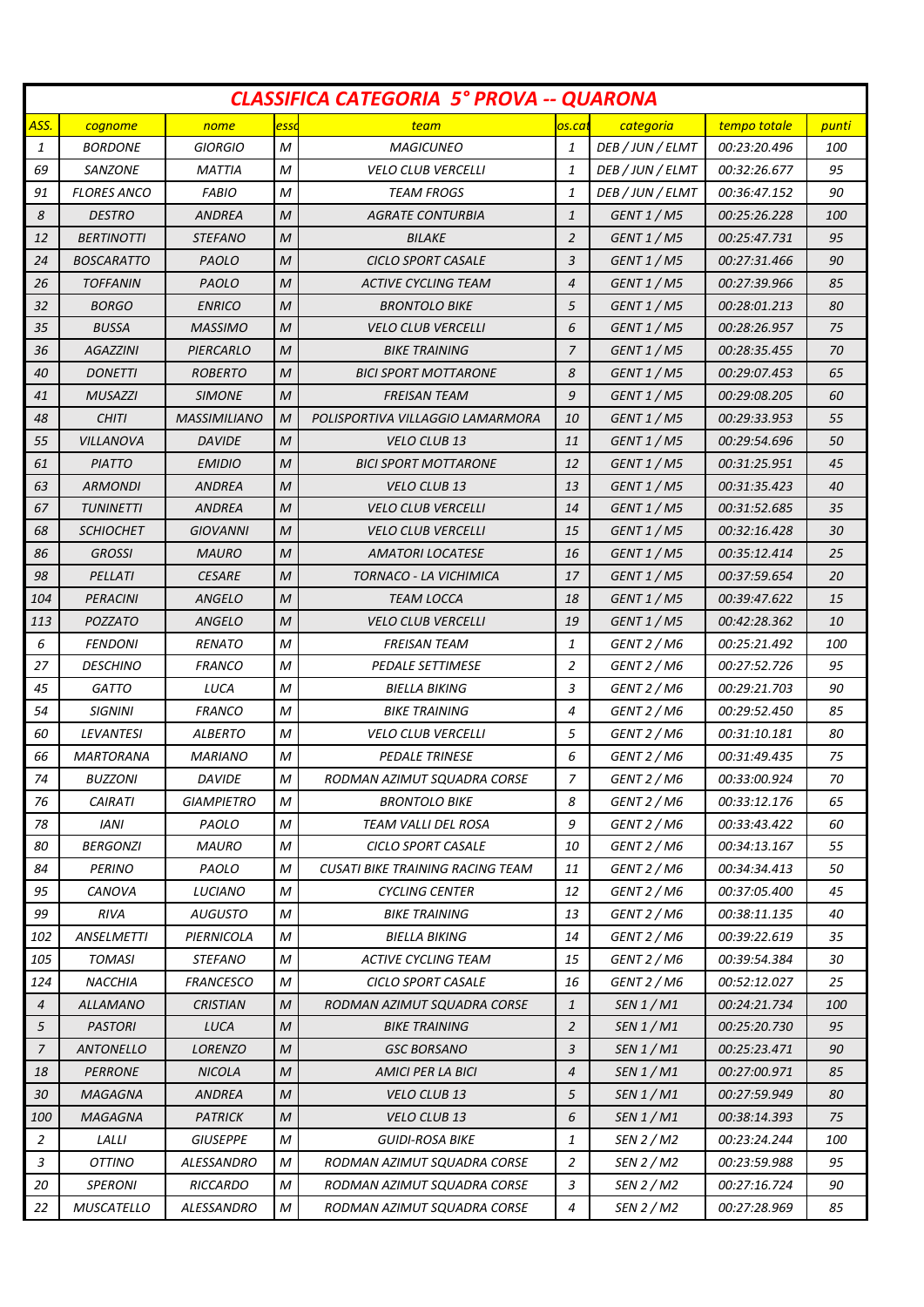# CLASSIFICA CATEGORIA 5° PROVA -- QUARONA

| ASS. | cognome | nome | sesso | team | pos.cat | categoria | tempo totale | punti |
|---|---|---|---|---|---|---|---|---|
| 1 | BORDONE | GIORGIO | M | MAGICUNEO | 1 | DEB / JUN / ELMT | 00:23:20.496 | 100 |
| 69 | SANZONE | MATTIA | M | VELO CLUB VERCELLI | 1 | DEB / JUN / ELMT | 00:32:26.677 | 95 |
| 91 | FLORES ANCO | FABIO | M | TEAM FROGS | 1 | DEB / JUN / ELMT | 00:36:47.152 | 90 |
| 8 | DESTRO | ANDREA | M | AGRATE CONTURBIA | 1 | GENT 1 / M5 | 00:25:26.228 | 100 |
| 12 | BERTINOTTI | STEFANO | M | BILAKE | 2 | GENT 1 / M5 | 00:25:47.731 | 95 |
| 24 | BOSCARATTO | PAOLO | M | CICLO SPORT CASALE | 3 | GENT 1 / M5 | 00:27:31.466 | 90 |
| 26 | TOFFANIN | PAOLO | M | ACTIVE CYCLING TEAM | 4 | GENT 1 / M5 | 00:27:39.966 | 85 |
| 32 | BORGO | ENRICO | M | BRONTOLO BIKE | 5 | GENT 1 / M5 | 00:28:01.213 | 80 |
| 35 | BUSSA | MASSIMO | M | VELO CLUB VERCELLI | 6 | GENT 1 / M5 | 00:28:26.957 | 75 |
| 36 | AGAZZINI | PIERCARLO | M | BIKE TRAINING | 7 | GENT 1 / M5 | 00:28:35.455 | 70 |
| 40 | DONETTI | ROBERTO | M | BICI SPORT MOTTARONE | 8 | GENT 1 / M5 | 00:29:07.453 | 65 |
| 41 | MUSAZZI | SIMONE | M | FREISAN TEAM | 9 | GENT 1 / M5 | 00:29:08.205 | 60 |
| 48 | CHITI | MASSIMILIANO | M | POLISPORTIVA VILLAGGIO LAMARMORA | 10 | GENT 1 / M5 | 00:29:33.953 | 55 |
| 55 | VILLANOVA | DAVIDE | M | VELO CLUB 13 | 11 | GENT 1 / M5 | 00:29:54.696 | 50 |
| 61 | PIATTO | EMIDIO | M | BICI SPORT MOTTARONE | 12 | GENT 1 / M5 | 00:31:25.951 | 45 |
| 63 | ARMONDI | ANDREA | M | VELO CLUB 13 | 13 | GENT 1 / M5 | 00:31:35.423 | 40 |
| 67 | TUNINETTI | ANDREA | M | VELO CLUB VERCELLI | 14 | GENT 1 / M5 | 00:31:52.685 | 35 |
| 68 | SCHIOCHET | GIOVANNI | M | VELO CLUB VERCELLI | 15 | GENT 1 / M5 | 00:32:16.428 | 30 |
| 86 | GROSSI | MAURO | M | AMATORI LOCATESE | 16 | GENT 1 / M5 | 00:35:12.414 | 25 |
| 98 | PELLATI | CESARE | M | TORNACO - LA VICHIMICA | 17 | GENT 1 / M5 | 00:37:59.654 | 20 |
| 104 | PERACINI | ANGELO | M | TEAM LOCCA | 18 | GENT 1 / M5 | 00:39:47.622 | 15 |
| 113 | POZZATO | ANGELO | M | VELO CLUB VERCELLI | 19 | GENT 1 / M5 | 00:42:28.362 | 10 |
| 6 | FENDONI | RENATO | M | FREISAN TEAM | 1 | GENT 2 / M6 | 00:25:21.492 | 100 |
| 27 | DESCHINO | FRANCO | M | PEDALE SETTIMESE | 2 | GENT 2 / M6 | 00:27:52.726 | 95 |
| 45 | GATTO | LUCA | M | BIELLA BIKING | 3 | GENT 2 / M6 | 00:29:21.703 | 90 |
| 54 | SIGNINI | FRANCO | M | BIKE TRAINING | 4 | GENT 2 / M6 | 00:29:52.450 | 85 |
| 60 | LEVANTESI | ALBERTO | M | VELO CLUB VERCELLI | 5 | GENT 2 / M6 | 00:31:10.181 | 80 |
| 66 | MARTORANA | MARIANO | M | PEDALE TRINESE | 6 | GENT 2 / M6 | 00:31:49.435 | 75 |
| 74 | BUZZONI | DAVIDE | M | RODMAN AZIMUT SQUADRA CORSE | 7 | GENT 2 / M6 | 00:33:00.924 | 70 |
| 76 | CAIRATI | GIAMPIETRO | M | BRONTOLO BIKE | 8 | GENT 2 / M6 | 00:33:12.176 | 65 |
| 78 | IANI | PAOLO | M | TEAM VALLI DEL ROSA | 9 | GENT 2 / M6 | 00:33:43.422 | 60 |
| 80 | BERGONZI | MAURO | M | CICLO SPORT CASALE | 10 | GENT 2 / M6 | 00:34:13.167 | 55 |
| 84 | PERINO | PAOLO | M | CUSATI BIKE TRAINING RACING TEAM | 11 | GENT 2 / M6 | 00:34:34.413 | 50 |
| 95 | CANOVA | LUCIANO | M | CYCLING CENTER | 12 | GENT 2 / M6 | 00:37:05.400 | 45 |
| 99 | RIVA | AUGUSTO | M | BIKE TRAINING | 13 | GENT 2 / M6 | 00:38:11.135 | 40 |
| 102 | ANSELMETTI | PIERNICOLA | M | BIELLA BIKING | 14 | GENT 2 / M6 | 00:39:22.619 | 35 |
| 105 | TOMASI | STEFANO | M | ACTIVE CYCLING TEAM | 15 | GENT 2 / M6 | 00:39:54.384 | 30 |
| 124 | NACCHIA | FRANCESCO | M | CICLO SPORT CASALE | 16 | GENT 2 / M6 | 00:52:12.027 | 25 |
| 4 | ALLAMANO | CRISTIAN | M | RODMAN AZIMUT SQUADRA CORSE | 1 | SEN 1 / M1 | 00:24:21.734 | 100 |
| 5 | PASTORI | LUCA | M | BIKE TRAINING | 2 | SEN 1 / M1 | 00:25:20.730 | 95 |
| 7 | ANTONELLO | LORENZO | M | GSC BORSANO | 3 | SEN 1 / M1 | 00:25:23.471 | 90 |
| 18 | PERRONE | NICOLA | M | AMICI PER LA BICI | 4 | SEN 1 / M1 | 00:27:00.971 | 85 |
| 30 | MAGAGNA | ANDREA | M | VELO CLUB 13 | 5 | SEN 1 / M1 | 00:27:59.949 | 80 |
| 100 | MAGAGNA | PATRICK | M | VELO CLUB 13 | 6 | SEN 1 / M1 | 00:38:14.393 | 75 |
| 2 | LALLI | GIUSEPPE | M | GUIDI-ROSA BIKE | 1 | SEN 2 / M2 | 00:23:24.244 | 100 |
| 3 | OTTINO | ALESSANDRO | M | RODMAN AZIMUT SQUADRA CORSE | 2 | SEN 2 / M2 | 00:23:59.988 | 95 |
| 20 | SPERONI | RICCARDO | M | RODMAN AZIMUT SQUADRA CORSE | 3 | SEN 2 / M2 | 00:27:16.724 | 90 |
| 22 | MUSCATELLO | ALESSANDRO | M | RODMAN AZIMUT SQUADRA CORSE | 4 | SEN 2 / M2 | 00:27:28.969 | 85 |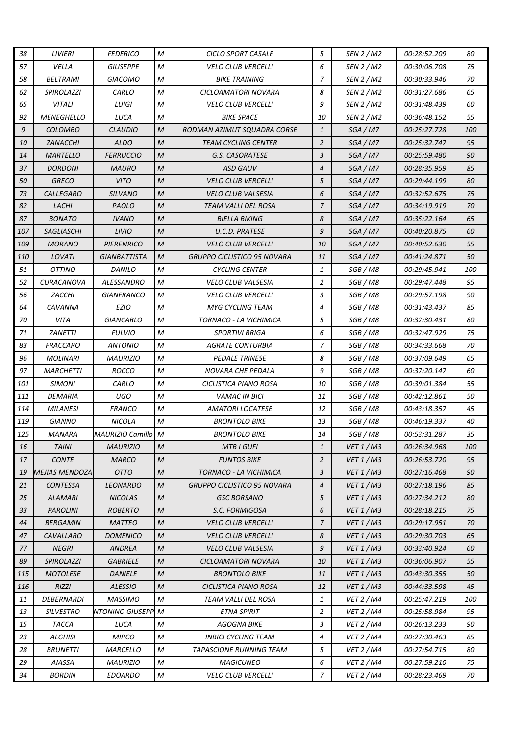| 38 | LIVIERI | FEDERICO | M | CICLO SPORT CASALE | 5 | SEN 2 / M2 | 00:28:52.209 | 80 |
|---|---|---|---|---|---|---|---|---|
| 57 | VELLA | GIUSEPPE | M | VELO CLUB VERCELLI | 6 | SEN 2 / M2 | 00:30:06.708 | 75 |
| 58 | BELTRAMI | GIACOMO | M | BIKE TRAINING | 7 | SEN 2 / M2 | 00:30:33.946 | 70 |
| 62 | SPIROLAZZI | CARLO | M | CICLOAMATORI NOVARA | 8 | SEN 2 / M2 | 00:31:27.686 | 65 |
| 65 | VITALI | LUIGI | M | VELO CLUB VERCELLI | 9 | SEN 2 / M2 | 00:31:48.439 | 60 |
| 92 | MENEGHELLO | LUCA | M | BIKE SPACE | 10 | SEN 2 / M2 | 00:36:48.152 | 55 |
| 9 | COLOMBO | CLAUDIO | M | RODMAN AZIMUT SQUADRA CORSE | 1 | SGA / M7 | 00:25:27.728 | 100 |
| 10 | ZANACCHI | ALDO | M | TEAM CYCLING CENTER | 2 | SGA / M7 | 00:25:32.747 | 95 |
| 14 | MARTELLO | FERRUCCIO | M | G.S. CASORATESE | 3 | SGA / M7 | 00:25:59.480 | 90 |
| 37 | DORDONI | MAURO | M | ASD GAUV | 4 | SGA / M7 | 00:28:35.959 | 85 |
| 50 | GRECO | VITO | M | VELO CLUB VERCELLI | 5 | SGA / M7 | 00:29:44.199 | 80 |
| 73 | CALLEGARO | SILVANO | M | VELO CLUB VALSESIA | 6 | SGA / M7 | 00:32:52.675 | 75 |
| 82 | LACHI | PAOLO | M | TEAM VALLI DEL ROSA | 7 | SGA / M7 | 00:34:19.919 | 70 |
| 87 | BONATO | IVANO | M | BIELLA BIKING | 8 | SGA / M7 | 00:35:22.164 | 65 |
| 107 | SAGLIASCHI | LIVIO | M | U.C.D. PRATESE | 9 | SGA / M7 | 00:40:20.875 | 60 |
| 109 | MORANO | PIERENRICO | M | VELO CLUB VERCELLI | 10 | SGA / M7 | 00:40:52.630 | 55 |
| 110 | LOVATI | GIANBATTISTA | M | GRUPPO CICLISTICO 95 NOVARA | 11 | SGA / M7 | 00:41:24.871 | 50 |
| 51 | OTTINO | DANILO | M | CYCLING CENTER | 1 | SGB / M8 | 00:29:45.941 | 100 |
| 52 | CURACANOVA | ALESSANDRO | M | VELO CLUB VALSESIA | 2 | SGB / M8 | 00:29:47.448 | 95 |
| 56 | ZACCHI | GIANFRANCO | M | VELO CLUB VERCELLI | 3 | SGB / M8 | 00:29:57.198 | 90 |
| 64 | CAVANNA | EZIO | M | MYG CYCLING TEAM | 4 | SGB / M8 | 00:31:43.437 | 85 |
| 70 | VITA | GIANCARLO | M | TORNACO - LA VICHIMICA | 5 | SGB / M8 | 00:32:30.431 | 80 |
| 71 | ZANETTI | FULVIO | M | SPORTIVI BRIGA | 6 | SGB / M8 | 00:32:47.929 | 75 |
| 83 | FRACCARO | ANTONIO | M | AGRATE CONTURBIA | 7 | SGB / M8 | 00:34:33.668 | 70 |
| 96 | MOLINARI | MAURIZIO | M | PEDALE TRINESE | 8 | SGB / M8 | 00:37:09.649 | 65 |
| 97 | MARCHETTI | ROCCO | M | NOVARA CHE PEDALA | 9 | SGB / M8 | 00:37:20.147 | 60 |
| 101 | SIMONI | CARLO | M | CICLISTICA PIANO ROSA | 10 | SGB / M8 | 00:39:01.384 | 55 |
| 111 | DEMARIA | UGO | M | VAMAC IN BICI | 11 | SGB / M8 | 00:42:12.861 | 50 |
| 114 | MILANESI | FRANCO | M | AMATORI LOCATESE | 12 | SGB / M8 | 00:43:18.357 | 45 |
| 119 | GIANNO | NICOLA | M | BRONTOLO BIKE | 13 | SGB / M8 | 00:46:19.337 | 40 |
| 125 | MANARA | MAURIZIO Camillo | M | BRONTOLO BIKE | 14 | SGB / M8 | 00:53:31.287 | 35 |
| 16 | TAINI | MAURIZIO | M | MTB I GUFI | 1 | VET 1 / M3 | 00:26:34.968 | 100 |
| 17 | CONTE | MARCO | M | FUNTOS BIKE | 2 | VET 1 / M3 | 00:26:53.720 | 95 |
| 19 | MEJIAS MENDOZA | OTTO | M | TORNACO - LA VICHIMICA | 3 | VET 1 / M3 | 00:27:16.468 | 90 |
| 21 | CONTESSA | LEONARDO | M | GRUPPO CICLISTICO 95 NOVARA | 4 | VET 1 / M3 | 00:27:18.196 | 85 |
| 25 | ALAMARI | NICOLAS | M | GSC BORSANO | 5 | VET 1 / M3 | 00:27:34.212 | 80 |
| 33 | PAROLINI | ROBERTO | M | S.C. FORMIGOSA | 6 | VET 1 / M3 | 00:28:18.215 | 75 |
| 44 | BERGAMIN | MATTEO | M | VELO CLUB VERCELLI | 7 | VET 1 / M3 | 00:29:17.951 | 70 |
| 47 | CAVALLARO | DOMENICO | M | VELO CLUB VERCELLI | 8 | VET 1 / M3 | 00:29:30.703 | 65 |
| 77 | NEGRI | ANDREA | M | VELO CLUB VALSESIA | 9 | VET 1 / M3 | 00:33:40.924 | 60 |
| 89 | SPIROLAZZI | GABRIELE | M | CICLOAMATORI NOVARA | 10 | VET 1 / M3 | 00:36:06.907 | 55 |
| 115 | MOTOLESE | DANIELE | M | BRONTOLO BIKE | 11 | VET 1 / M3 | 00:43:30.355 | 50 |
| 116 | RIZZI | ALESSIO | M | CICLISTICA PIANO ROSA | 12 | VET 1 / M3 | 00:44:33.598 | 45 |
| 11 | DEBERNARDI | MASSIMO | M | TEAM VALLI DEL ROSA | 1 | VET 2 / M4 | 00:25:47.219 | 100 |
| 13 | SILVESTRO | NTONINO GIUSEPP | M | ETNA SPIRIT | 2 | VET 2 / M4 | 00:25:58.984 | 95 |
| 15 | TACCA | LUCA | M | AGOGNA BIKE | 3 | VET 2 / M4 | 00:26:13.233 | 90 |
| 23 | ALGHISI | MIRCO | M | INBICI CYCLING TEAM | 4 | VET 2 / M4 | 00:27:30.463 | 85 |
| 28 | BRUNETTI | MARCELLO | M | TAPASCIONE RUNNING TEAM | 5 | VET 2 / M4 | 00:27:54.715 | 80 |
| 29 | AIASSA | MAURIZIO | M | MAGICUNEO | 6 | VET 2 / M4 | 00:27:59.210 | 75 |
| 34 | BORDIN | EDOARDO | M | VELO CLUB VERCELLI | 7 | VET 2 / M4 | 00:28:23.469 | 70 |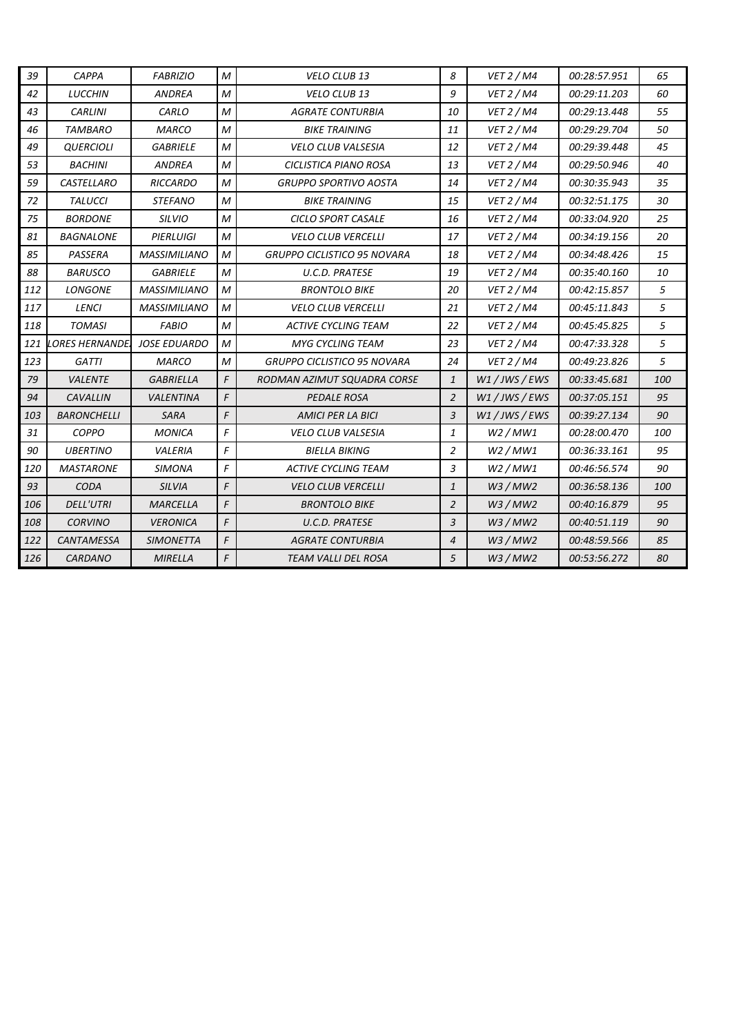| | | | | | | | | |
|---|---|---|---|---|---|---|---|---|
| 39 | CAPPA | FABRIZIO | M | VELO CLUB 13 | 8 | VET 2 / M4 | 00:28:57.951 | 65 |
| 42 | LUCCHIN | ANDREA | M | VELO CLUB 13 | 9 | VET 2 / M4 | 00:29:11.203 | 60 |
| 43 | CARLINI | CARLO | M | AGRATE CONTURBIA | 10 | VET 2 / M4 | 00:29:13.448 | 55 |
| 46 | TAMBARO | MARCO | M | BIKE TRAINING | 11 | VET 2 / M4 | 00:29:29.704 | 50 |
| 49 | QUERCIOLI | GABRIELE | M | VELO CLUB VALSESIA | 12 | VET 2 / M4 | 00:29:39.448 | 45 |
| 53 | BACHINI | ANDREA | M | CICLISTICA PIANO ROSA | 13 | VET 2 / M4 | 00:29:50.946 | 40 |
| 59 | CASTELLARO | RICCARDO | M | GRUPPO SPORTIVO AOSTA | 14 | VET 2 / M4 | 00:30:35.943 | 35 |
| 72 | TALUCCI | STEFANO | M | BIKE TRAINING | 15 | VET 2 / M4 | 00:32:51.175 | 30 |
| 75 | BORDONE | SILVIO | M | CICLO SPORT CASALE | 16 | VET 2 / M4 | 00:33:04.920 | 25 |
| 81 | BAGNALONE | PIERLUIGI | M | VELO CLUB VERCELLI | 17 | VET 2 / M4 | 00:34:19.156 | 20 |
| 85 | PASSERA | MASSIMILIANO | M | GRUPPO CICLISTICO 95 NOVARA | 18 | VET 2 / M4 | 00:34:48.426 | 15 |
| 88 | BARUSCO | GABRIELE | M | U.C.D. PRATESE | 19 | VET 2 / M4 | 00:35:40.160 | 10 |
| 112 | LONGONE | MASSIMILIANO | M | BRONTOLO BIKE | 20 | VET 2 / M4 | 00:42:15.857 | 5 |
| 117 | LENCI | MASSIMILIANO | M | VELO CLUB VERCELLI | 21 | VET 2 / M4 | 00:45:11.843 | 5 |
| 118 | TOMASI | FABIO | M | ACTIVE CYCLING TEAM | 22 | VET 2 / M4 | 00:45:45.825 | 5 |
| 121 | LORES HERNANDE | JOSE EDUARDO | M | MYG CYCLING TEAM | 23 | VET 2 / M4 | 00:47:33.328 | 5 |
| 123 | GATTI | MARCO | M | GRUPPO CICLISTICO 95 NOVARA | 24 | VET 2 / M4 | 00:49:23.826 | 5 |
| 79 | VALENTE | GABRIELLA | F | RODMAN AZIMUT SQUADRA CORSE | 1 | W1 / JWS / EWS | 00:33:45.681 | 100 |
| 94 | CAVALLIN | VALENTINA | F | PEDALE ROSA | 2 | W1 / JWS / EWS | 00:37:05.151 | 95 |
| 103 | BARONCHELLI | SARA | F | AMICI PER LA BICI | 3 | W1 / JWS / EWS | 00:39:27.134 | 90 |
| 31 | COPPO | MONICA | F | VELO CLUB VALSESIA | 1 | W2 / MW1 | 00:28:00.470 | 100 |
| 90 | UBERTINO | VALERIA | F | BIELLA BIKING | 2 | W2 / MW1 | 00:36:33.161 | 95 |
| 120 | MASTARONE | SIMONA | F | ACTIVE CYCLING TEAM | 3 | W2 / MW1 | 00:46:56.574 | 90 |
| 93 | CODA | SILVIA | F | VELO CLUB VERCELLI | 1 | W3 / MW2 | 00:36:58.136 | 100 |
| 106 | DELL'UTRI | MARCELLA | F | BRONTOLO BIKE | 2 | W3 / MW2 | 00:40:16.879 | 95 |
| 108 | CORVINO | VERONICA | F | U.C.D. PRATESE | 3 | W3 / MW2 | 00:40:51.119 | 90 |
| 122 | CANTAMESSA | SIMONETTA | F | AGRATE CONTURBIA | 4 | W3 / MW2 | 00:48:59.566 | 85 |
| 126 | CARDANO | MIRELLA | F | TEAM VALLI DEL ROSA | 5 | W3 / MW2 | 00:53:56.272 | 80 |